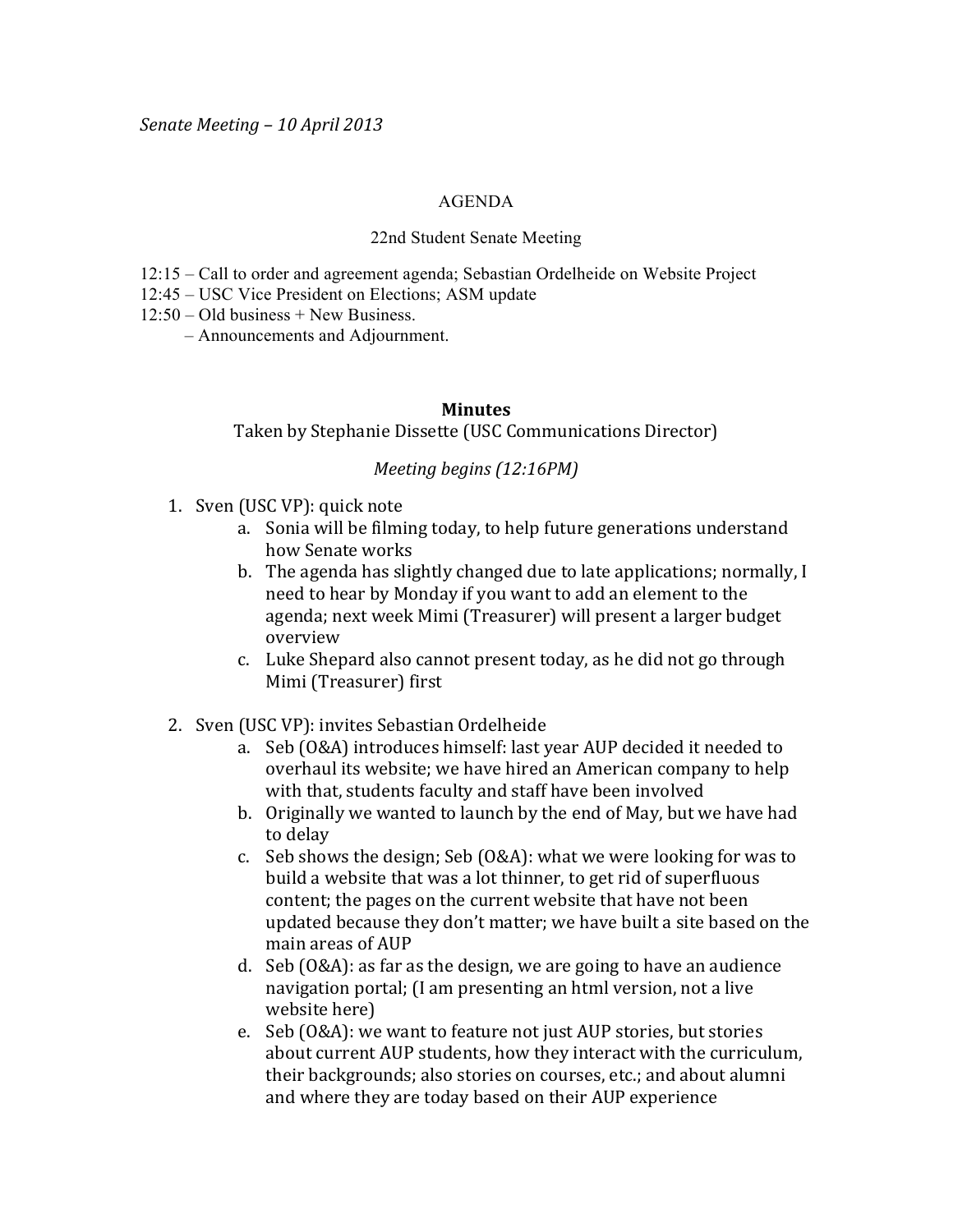*Senate Meeting – 10 April 2013*

AGENDA

22nd Student Senate Meeting

12:15 – Call to order and agreement agenda; Sebastian Ordelheide on Website Project
12:45 – USC Vice President on Elections; ASM update
12:50 – Old business + New Business.
– Announcements and Adjournment.

**Minutes**

Taken by Stephanie Dissette (USC Communications Director)

*Meeting begins (12:16PM)*

1. Sven (USC VP): quick note
    a. Sonia will be filming today, to help future generations understand how Senate works
    b. The agenda has slightly changed due to late applications; normally, I need to hear by Monday if you want to add an element to the agenda; next week Mimi (Treasurer) will present a larger budget overview
    c. Luke Shepard also cannot present today, as he did not go through Mimi (Treasurer) first

2. Sven (USC VP): invites Sebastian Ordelheide
    a. Seb (O&A) introduces himself: last year AUP decided it needed to overhaul its website; we have hired an American company to help with that, students faculty and staff have been involved
    b. Originally we wanted to launch by the end of May, but we have had to delay
    c. Seb shows the design; Seb (O&A): what we were looking for was to build a website that was a lot thinner, to get rid of superfluous content; the pages on the current website that have not been updated because they don't matter; we have built a site based on the main areas of AUP
    d. Seb (O&A): as far as the design, we are going to have an audience navigation portal; (I am presenting an html version, not a live website here)
    e. Seb (O&A): we want to feature not just AUP stories, but stories about current AUP students, how they interact with the curriculum, their backgrounds; also stories on courses, etc.; and about alumni and where they are today based on their AUP experience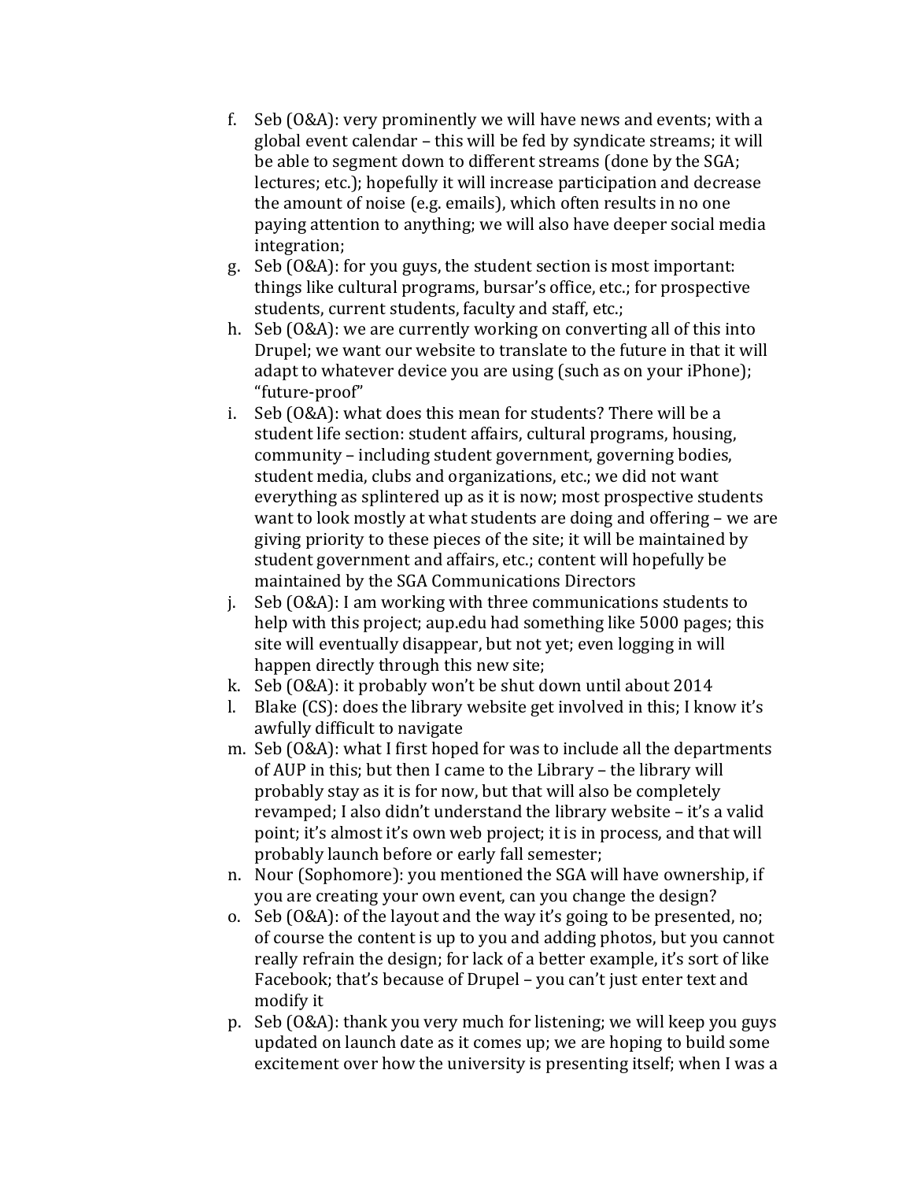f. Seb (O&A): very prominently we will have news and events; with a global event calendar – this will be fed by syndicate streams; it will be able to segment down to different streams (done by the SGA; lectures; etc.); hopefully it will increase participation and decrease the amount of noise (e.g. emails), which often results in no one paying attention to anything; we will also have deeper social media integration;
g. Seb (O&A): for you guys, the student section is most important: things like cultural programs, bursar's office, etc.; for prospective students, current students, faculty and staff, etc.;
h. Seb (O&A): we are currently working on converting all of this into Drupel; we want our website to translate to the future in that it will adapt to whatever device you are using (such as on your iPhone); "future-proof"
i. Seb (O&A): what does this mean for students? There will be a student life section: student affairs, cultural programs, housing, community – including student government, governing bodies, student media, clubs and organizations, etc.; we did not want everything as splintered up as it is now; most prospective students want to look mostly at what students are doing and offering – we are giving priority to these pieces of the site; it will be maintained by student government and affairs, etc.; content will hopefully be maintained by the SGA Communications Directors
j. Seb (O&A): I am working with three communications students to help with this project; aup.edu had something like 5000 pages; this site will eventually disappear, but not yet; even logging in will happen directly through this new site;
k. Seb (O&A): it probably won't be shut down until about 2014
l. Blake (CS): does the library website get involved in this; I know it's awfully difficult to navigate
m. Seb (O&A): what I first hoped for was to include all the departments of AUP in this; but then I came to the Library – the library will probably stay as it is for now, but that will also be completely revamped; I also didn't understand the library website – it's a valid point; it's almost it's own web project; it is in process, and that will probably launch before or early fall semester;
n. Nour (Sophomore): you mentioned the SGA will have ownership, if you are creating your own event, can you change the design?
o. Seb (O&A): of the layout and the way it's going to be presented, no; of course the content is up to you and adding photos, but you cannot really refrain the design; for lack of a better example, it's sort of like Facebook; that's because of Drupel – you can't just enter text and modify it
p. Seb (O&A): thank you very much for listening; we will keep you guys updated on launch date as it comes up; we are hoping to build some excitement over how the university is presenting itself; when I was a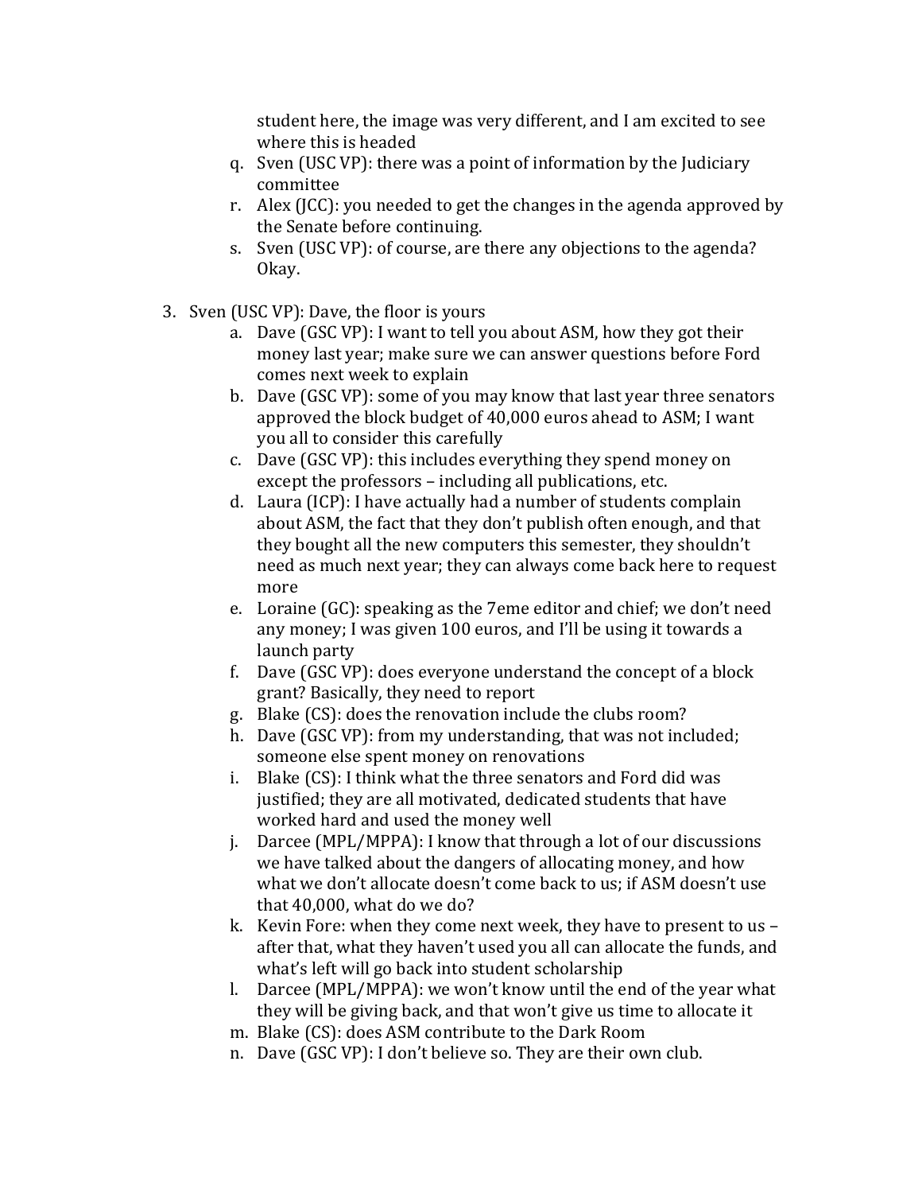student here, the image was very different, and I am excited to see where this is headed

q. Sven (USC VP): there was a point of information by the Judiciary committee
r. Alex (JCC): you needed to get the changes in the agenda approved by the Senate before continuing.
s. Sven (USC VP): of course, are there any objections to the agenda? Okay.

3. Sven (USC VP): Dave, the floor is yours
   a. Dave (GSC VP): I want to tell you about ASM, how they got their money last year; make sure we can answer questions before Ford comes next week to explain
   b. Dave (GSC VP): some of you may know that last year three senators approved the block budget of 40,000 euros ahead to ASM; I want you all to consider this carefully
   c. Dave (GSC VP): this includes everything they spend money on except the professors – including all publications, etc.
   d. Laura (ICP): I have actually had a number of students complain about ASM, the fact that they don't publish often enough, and that they bought all the new computers this semester, they shouldn't need as much next year; they can always come back here to request more
   e. Loraine (GC): speaking as the 7eme editor and chief; we don't need any money; I was given 100 euros, and I'll be using it towards a launch party
   f. Dave (GSC VP): does everyone understand the concept of a block grant? Basically, they need to report
   g. Blake (CS): does the renovation include the clubs room?
   h. Dave (GSC VP): from my understanding, that was not included; someone else spent money on renovations
   i. Blake (CS): I think what the three senators and Ford did was justified; they are all motivated, dedicated students that have worked hard and used the money well
   j. Darcee (MPL/MPPA): I know that through a lot of our discussions we have talked about the dangers of allocating money, and how what we don't allocate doesn't come back to us; if ASM doesn't use that 40,000, what do we do?
   k. Kevin Fore: when they come next week, they have to present to us – after that, what they haven't used you all can allocate the funds, and what's left will go back into student scholarship
   l. Darcee (MPL/MPPA): we won't know until the end of the year what they will be giving back, and that won't give us time to allocate it
   m. Blake (CS): does ASM contribute to the Dark Room
   n. Dave (GSC VP): I don't believe so. They are their own club.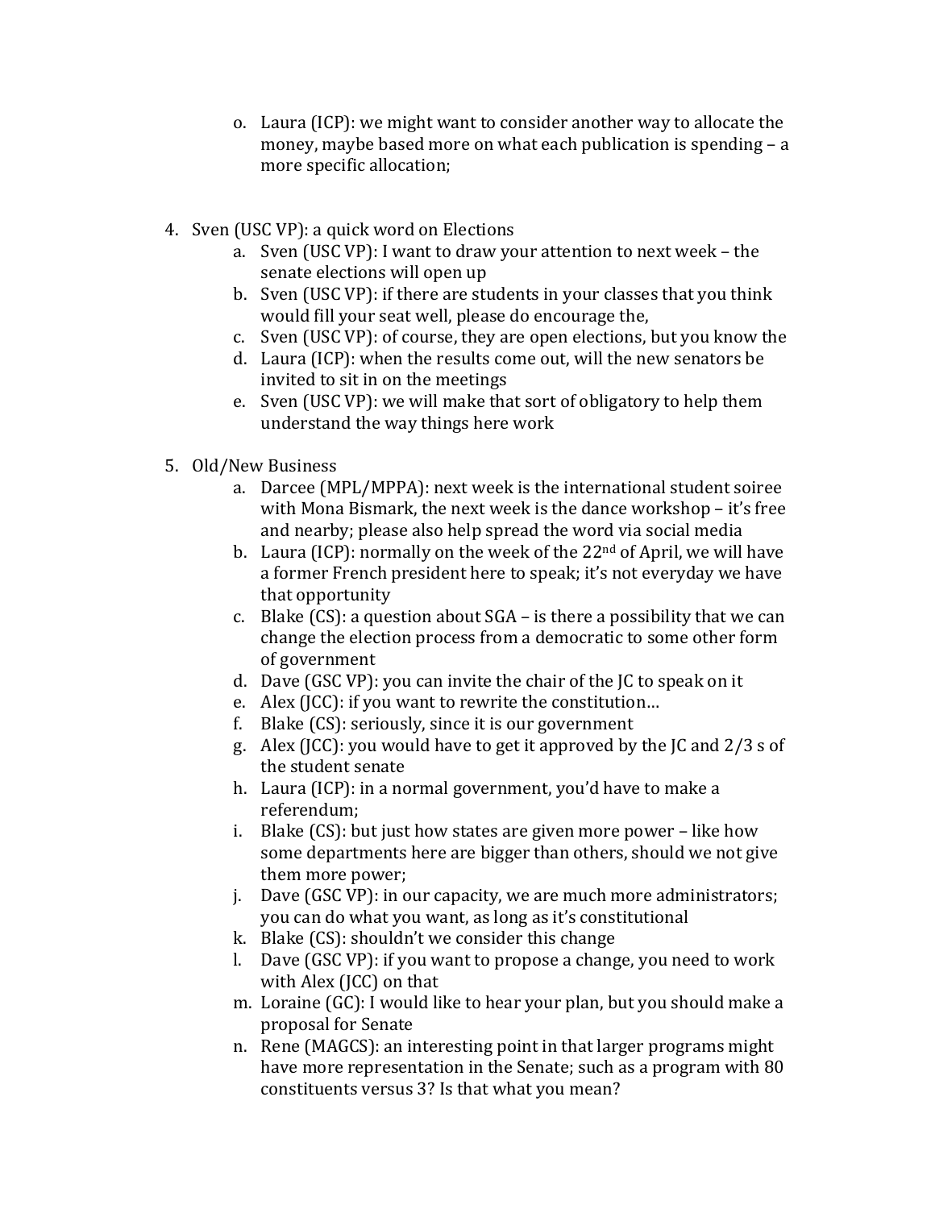o. Laura (ICP): we might want to consider another way to allocate the money, maybe based more on what each publication is spending – a more specific allocation;

4. Sven (USC VP): a quick word on Elections
    a. Sven (USC VP): I want to draw your attention to next week – the senate elections will open up
    b. Sven (USC VP): if there are students in your classes that you think would fill your seat well, please do encourage the,
    c. Sven (USC VP): of course, they are open elections, but you know the
    d. Laura (ICP): when the results come out, will the new senators be invited to sit in on the meetings
    e. Sven (USC VP): we will make that sort of obligatory to help them understand the way things here work

5. Old/New Business
    a. Darcee (MPL/MPPA): next week is the international student soiree with Mona Bismark, the next week is the dance workshop – it's free and nearby; please also help spread the word via social media
    b. Laura (ICP): normally on the week of the 22nd of April, we will have a former French president here to speak; it's not everyday we have that opportunity
    c. Blake (CS): a question about SGA – is there a possibility that we can change the election process from a democratic to some other form of government
    d. Dave (GSC VP): you can invite the chair of the JC to speak on it
    e. Alex (JCC): if you want to rewrite the constitution…
    f. Blake (CS): seriously, since it is our government
    g. Alex (JCC): you would have to get it approved by the JC and 2/3 s of the student senate
    h. Laura (ICP): in a normal government, you'd have to make a referendum;
    i. Blake (CS): but just how states are given more power – like how some departments here are bigger than others, should we not give them more power;
    j. Dave (GSC VP): in our capacity, we are much more administrators; you can do what you want, as long as it's constitutional
    k. Blake (CS): shouldn't we consider this change
    l. Dave (GSC VP): if you want to propose a change, you need to work with Alex (JCC) on that
    m. Loraine (GC): I would like to hear your plan, but you should make a proposal for Senate
    n. Rene (MAGCS): an interesting point in that larger programs might have more representation in the Senate; such as a program with 80 constituents versus 3? Is that what you mean?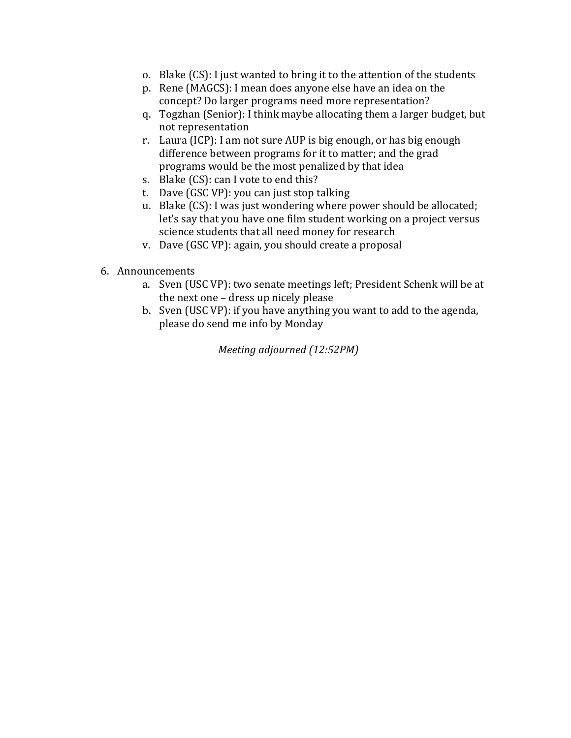o. Blake (CS): I just wanted to bring it to the attention of the students
p. Rene (MAGCS): I mean does anyone else have an idea on the concept? Do larger programs need more representation?
q. Togzhan (Senior): I think maybe allocating them a larger budget, but not representation
r. Laura (ICP): I am not sure AUP is big enough, or has big enough difference between programs for it to matter; and the grad programs would be the most penalized by that idea
s. Blake (CS): can I vote to end this?
t. Dave (GSC VP): you can just stop talking
u. Blake (CS): I was just wondering where power should be allocated; let's say that you have one film student working on a project versus science students that all need money for research
v. Dave (GSC VP): again, you should create a proposal

6. Announcements
   a. Sven (USC VP): two senate meetings left; President Schenk will be at the next one – dress up nicely please
   b. Sven (USC VP): if you have anything you want to add to the agenda, please do send me info by Monday

*Meeting adjourned (12:52PM)*